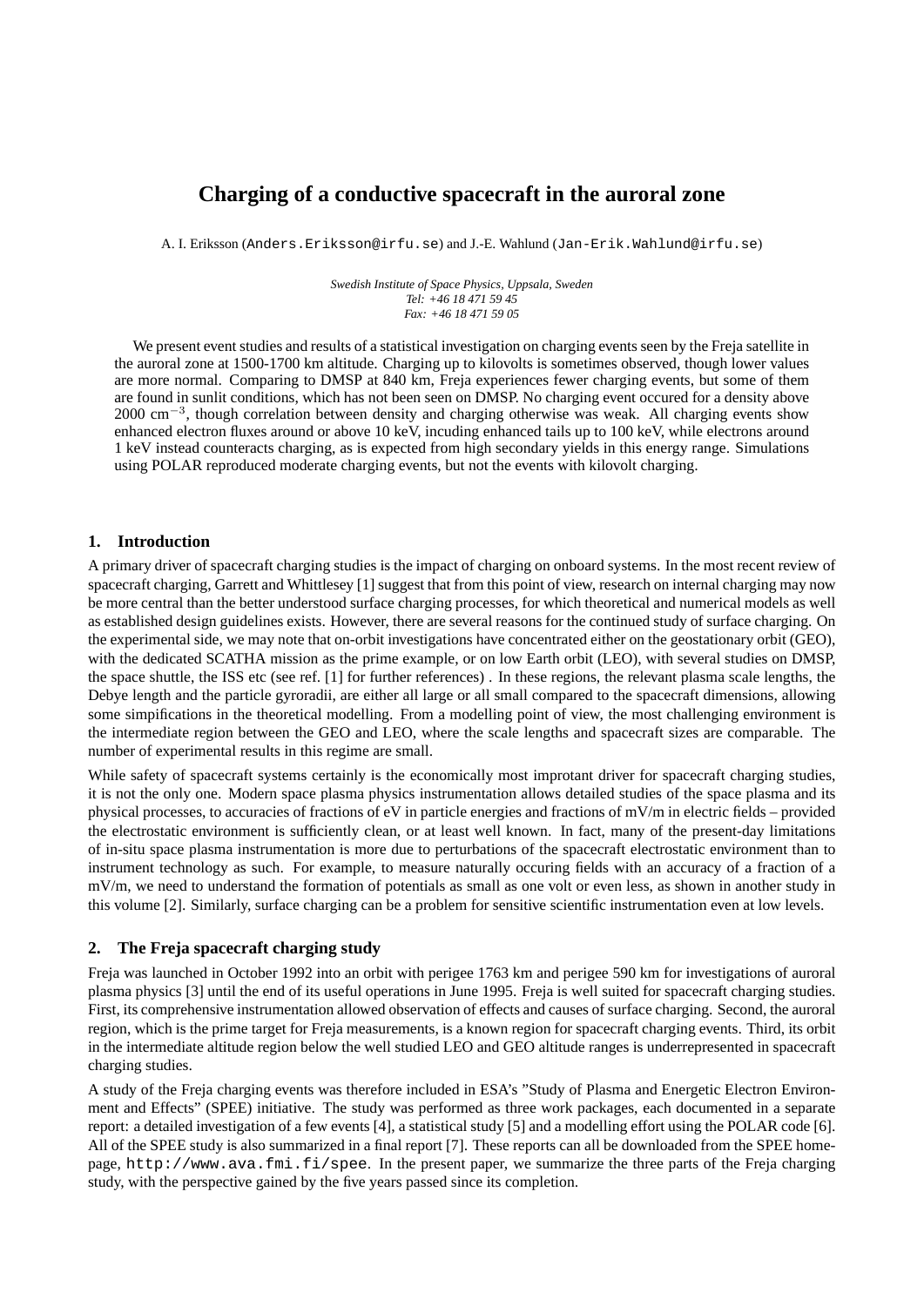# Charging of a conductive spacecraft in the auroral zone

A. I. Eriksson (Anders.Eriksson@irfu.se) and J.-E. Wahlund (Jan-Erik.Wahlund@irfu.se)

*Swedish Institute of Space Physics, Uppsala, Sweden*
*Tel: +46 18 471 59 45*
*Fax: +46 18 471 59 05*

We present event studies and results of a statistical investigation on charging events seen by the Freja satellite in the auroral zone at 1500-1700 km altitude. Charging up to kilovolts is sometimes observed, though lower values are more normal. Comparing to DMSP at 840 km, Freja experiences fewer charging events, but some of them are found in sunlit conditions, which has not been seen on DMSP. No charging event occured for a density above 2000 $\text{cm}^{-3}$, though correlation between density and charging otherwise was weak. All charging events show enhanced electron fluxes around or above 10 keV, incuding enhanced tails up to 100 keV, while electrons around 1 keV instead counteracts charging, as is expected from high secondary yields in this energy range. Simulations using POLAR reproduced moderate charging events, but not the events with kilovolt charging.

## 1. Introduction

A primary driver of spacecraft charging studies is the impact of charging on onboard systems. In the most recent review of spacecraft charging, Garrett and Whittlesey [1] suggest that from this point of view, research on internal charging may now be more central than the better understood surface charging processes, for which theoretical and numerical models as well as established design guidelines exists. However, there are several reasons for the continued study of surface charging. On the experimental side, we may note that on-orbit investigations have concentrated either on the geostationary orbit (GEO), with the dedicated SCATHA mission as the prime example, or on low Earth orbit (LEO), with several studies on DMSP, the space shuttle, the ISS etc (see ref. [1] for further references) . In these regions, the relevant plasma scale lengths, the Debye length and the particle gyroradii, are either all large or all small compared to the spacecraft dimensions, allowing some simpifications in the theoretical modelling. From a modelling point of view, the most challenging environment is the intermediate region between the GEO and LEO, where the scale lengths and spacecraft sizes are comparable. The number of experimental results in this regime are small.

While safety of spacecraft systems certainly is the economically most improtant driver for spacecraft charging studies, it is not the only one. Modern space plasma physics instrumentation allows detailed studies of the space plasma and its physical processes, to accuracies of fractions of eV in particle energies and fractions of mV/m in electric fields – provided the electrostatic environment is sufficiently clean, or at least well known. In fact, many of the present-day limitations of in-situ space plasma instrumentation is more due to perturbations of the spacecraft electrostatic environment than to instrument technology as such. For example, to measure naturally occuring fields with an accuracy of a fraction of a mV/m, we need to understand the formation of potentials as small as one volt or even less, as shown in another study in this volume [2]. Similarly, surface charging can be a problem for sensitive scientific instrumentation even at low levels.

## 2. The Freja spacecraft charging study

Freja was launched in October 1992 into an orbit with perigee 1763 km and perigee 590 km for investigations of auroral plasma physics [3] until the end of its useful operations in June 1995. Freja is well suited for spacecraft charging studies. First, its comprehensive instrumentation allowed observation of effects and causes of surface charging. Second, the auroral region, which is the prime target for Freja measurements, is a known region for spacecraft charging events. Third, its orbit in the intermediate altitude region below the well studied LEO and GEO altitude ranges is underrepresented in spacecraft charging studies.

A study of the Freja charging events was therefore included in ESA's "Study of Plasma and Energetic Electron Environment and Effects" (SPEE) initiative. The study was performed as three work packages, each documented in a separate report: a detailed investigation of a few events [4], a statistical study [5] and a modelling effort using the POLAR code [6]. All of the SPEE study is also summarized in a final report [7]. These reports can all be downloaded from the SPEE homepage, http://www.ava.fmi.fi/spee. In the present paper, we summarize the three parts of the Freja charging study, with the perspective gained by the five years passed since its completion.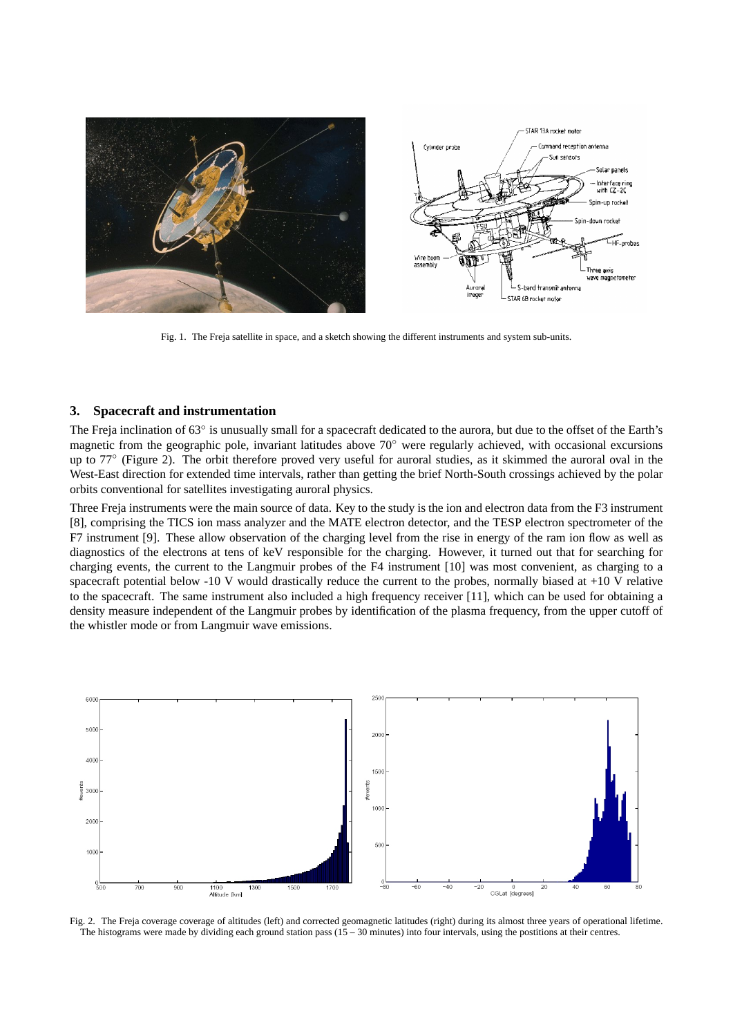Fig. 1. The Freja satellite in space, and a sketch showing the different instruments and system sub-units.

## 3. Spacecraft and instrumentation

The Freja inclination of 63° is unusually small for a spacecraft dedicated to the aurora, but due to the offset of the Earth's magnetic from the geographic pole, invariant latitudes above 70° were regularly achieved, with occasional excursions up to 77° (Figure 2). The orbit therefore proved very useful for auroral studies, as it skimmed the auroral oval in the West-East direction for extended time intervals, rather than getting the brief North-South crossings achieved by the polar orbits conventional for satellites investigating auroral physics.

Three Freja instruments were the main source of data. Key to the study is the ion and electron data from the F3 instrument [8], comprising the TICS ion mass analyzer and the MATE electron detector, and the TESP electron spectrometer of the F7 instrument [9]. These allow observation of the charging level from the rise in energy of the ram ion flow as well as diagnostics of the electrons at tens of keV responsible for the charging. However, it turned out that for searching for charging events, the current to the Langmuir probes of the F4 instrument [10] was most convenient, as charging to a spacecraft potential below -10 V would drastically reduce the current to the probes, normally biased at +10 V relative to the spacecraft. The same instrument also included a high frequency receiver [11], which can be used for obtaining a density measure independent of the Langmuir probes by identification of the plasma frequency, from the upper cutoff of the whistler mode or from Langmuir wave emissions.

Fig. 2. The Freja coverage coverage of altitudes (left) and corrected geomagnetic latitudes (right) during its almost three years of operational lifetime. The histograms were made by dividing each ground station pass (15 – 30 minutes) into four intervals, using the postitions at their centres.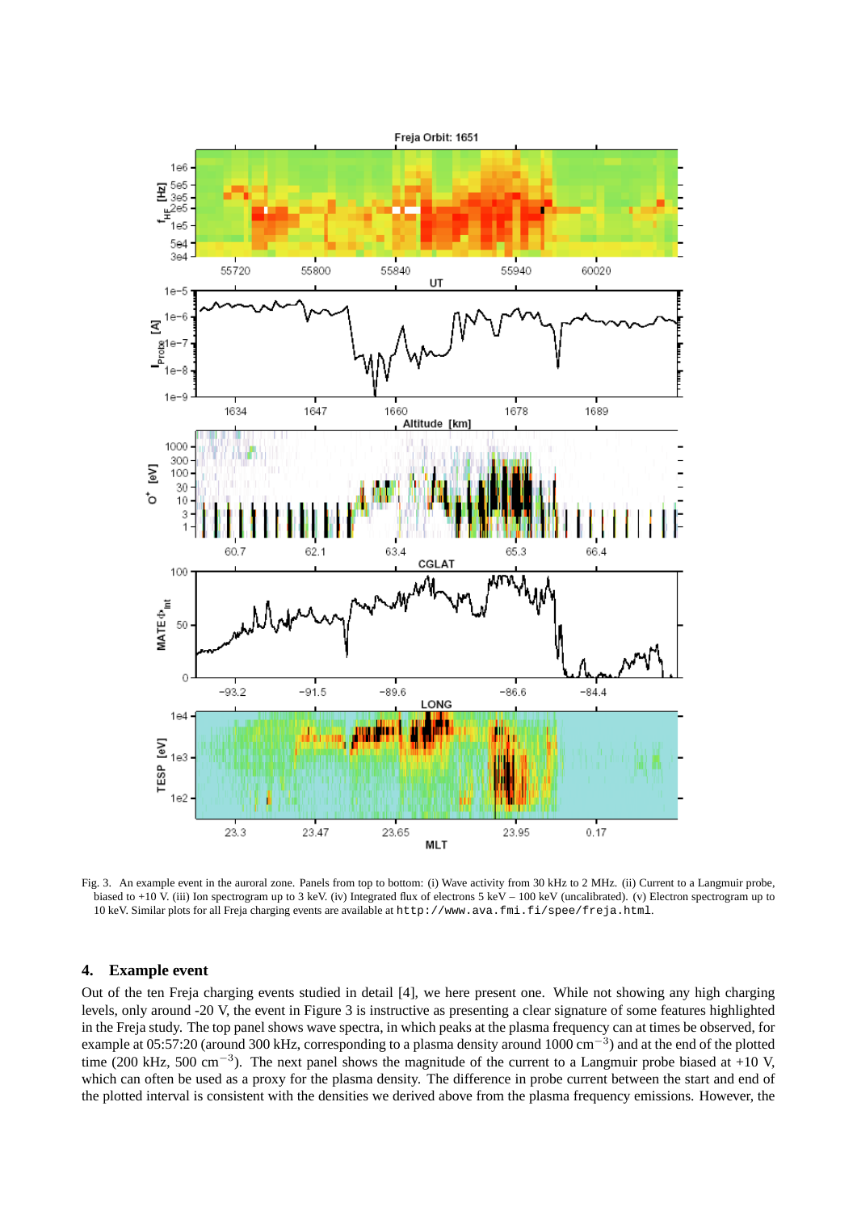Fig. 3. An example event in the auroral zone. Panels from top to bottom: (i) Wave activity from 30 kHz to 2 MHz. (ii) Current to a Langmuir probe, biased to +10 V. (iii) Ion spectrogram up to 3 keV. (iv) Integrated flux of electrons 5 keV – 100 keV (uncalibrated). (v) Electron spectrogram up to 10 keV. Similar plots for all Freja charging events are available at `http://www.ava.fmi.fi/spee/freja.html`.

## 4. Example event

Out of the ten Freja charging events studied in detail [4], we here present one. While not showing any high charging levels, only around -20 V, the event in Figure 3 is instructive as presenting a clear signature of some features highlighted in the Freja study. The top panel shows wave spectra, in which peaks at the plasma frequency can at times be observed, for example at 05:57:20 (around 300 kHz, corresponding to a plasma density around 1000 $\text{cm}^{-3}$) and at the end of the plotted time (200 kHz, 500 $\text{cm}^{-3}$). The next panel shows the magnitude of the current to a Langmuir probe biased at +10 V, which can often be used as a proxy for the plasma density. The difference in probe current between the start and end of the plotted interval is consistent with the densities we derived above from the plasma frequency emissions. However, the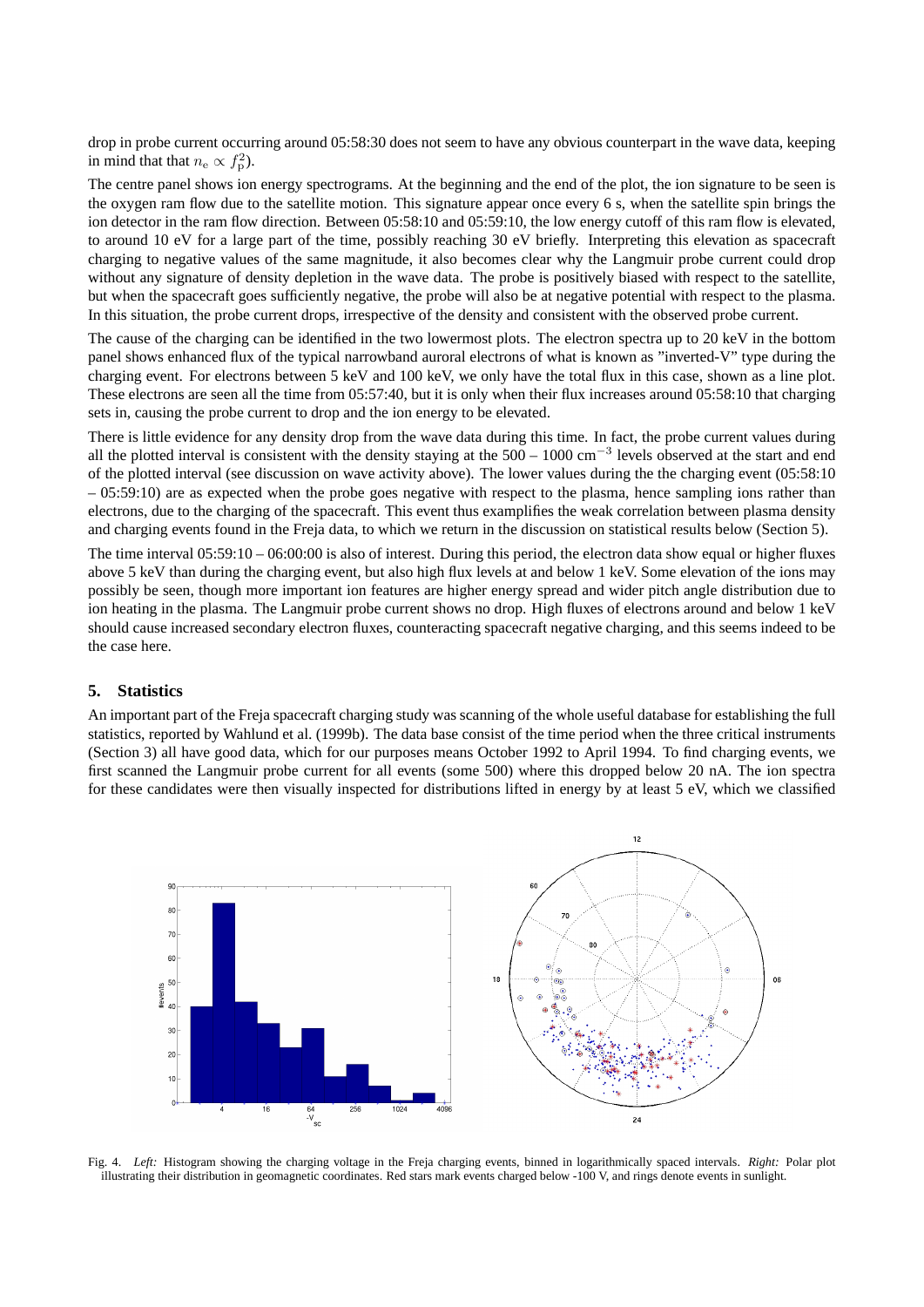drop in probe current occurring around 05:58:30 does not seem to have any obvious counterpart in the wave data, keeping in mind that that $n_e \propto f_p^2$).

The centre panel shows ion energy spectrograms. At the beginning and the end of the plot, the ion signature to be seen is the oxygen ram flow due to the satellite motion. This signature appear once every 6 s, when the satellite spin brings the ion detector in the ram flow direction. Between 05:58:10 and 05:59:10, the low energy cutoff of this ram flow is elevated, to around 10 eV for a large part of the time, possibly reaching 30 eV briefly. Interpreting this elevation as spacecraft charging to negative values of the same magnitude, it also becomes clear why the Langmuir probe current could drop without any signature of density depletion in the wave data. The probe is positively biased with respect to the satellite, but when the spacecraft goes sufficiently negative, the probe will also be at negative potential with respect to the plasma. In this situation, the probe current drops, irrespective of the density and consistent with the observed probe current.

The cause of the charging can be identified in the two lowermost plots. The electron spectra up to 20 keV in the bottom panel shows enhanced flux of the typical narrowband auroral electrons of what is known as "inverted-V" type during the charging event. For electrons between 5 keV and 100 keV, we only have the total flux in this case, shown as a line plot. These electrons are seen all the time from 05:57:40, but it is only when their flux increases around 05:58:10 that charging sets in, causing the probe current to drop and the ion energy to be elevated.

There is little evidence for any density drop from the wave data during this time. In fact, the probe current values during all the plotted interval is consistent with the density staying at the 500 – 1000 cm$^{-3}$ levels observed at the start and end of the plotted interval (see discussion on wave activity above). The lower values during the the charging event (05:58:10 – 05:59:10) are as expected when the probe goes negative with respect to the plasma, hence sampling ions rather than electrons, due to the charging of the spacecraft. This event thus examplifies the weak correlation between plasma density and charging events found in the Freja data, to which we return in the discussion on statistical results below (Section 5).

The time interval 05:59:10 – 06:00:00 is also of interest. During this period, the electron data show equal or higher fluxes above 5 keV than during the charging event, but also high flux levels at and below 1 keV. Some elevation of the ions may possibly be seen, though more important ion features are higher energy spread and wider pitch angle distribution due to ion heating in the plasma. The Langmuir probe current shows no drop. High fluxes of electrons around and below 1 keV should cause increased secondary electron fluxes, counteracting spacecraft negative charging, and this seems indeed to be the case here.

## 5. Statistics

An important part of the Freja spacecraft charging study was scanning of the whole useful database for establishing the full statistics, reported by Wahlund et al. (1999b). The data base consist of the time period when the three critical instruments (Section 3) all have good data, which for our purposes means October 1992 to April 1994. To find charging events, we first scanned the Langmuir probe current for all events (some 500) where this dropped below 20 nA. The ion spectra for these candidates were then visually inspected for distributions lifted in energy by at least 5 eV, which we classified

Fig. 4. *Left:* Histogram showing the charging voltage in the Freja charging events, binned in logarithmically spaced intervals. *Right:* Polar plot illustrating their distribution in geomagnetic coordinates. Red stars mark events charged below -100 V, and rings denote events in sunlight.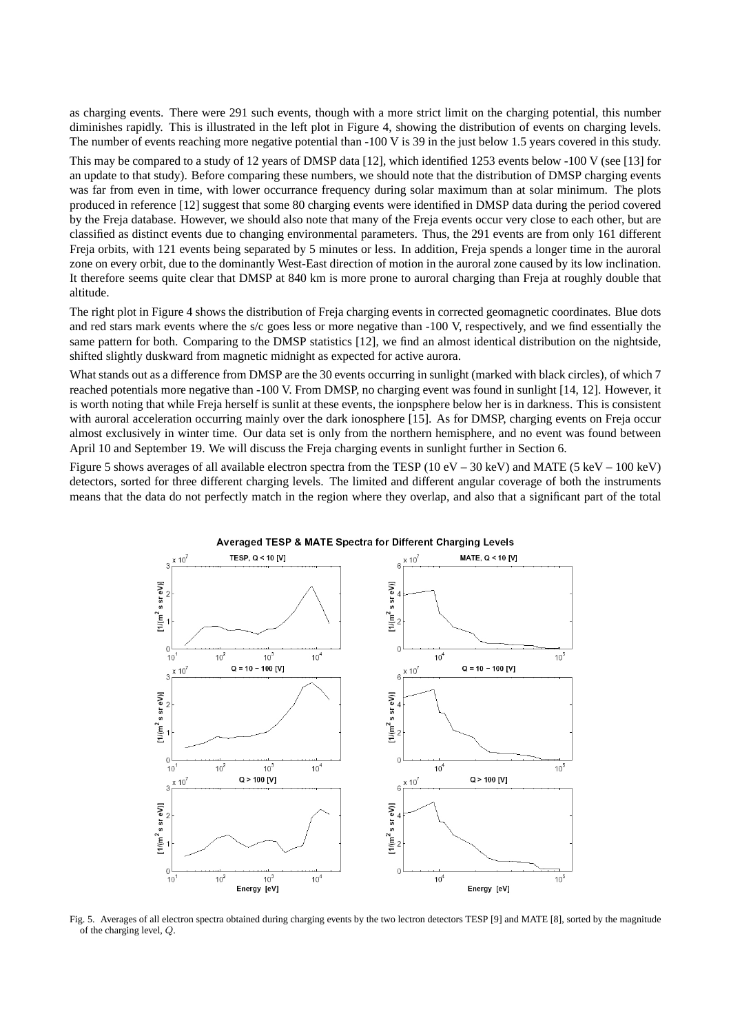as charging events. There were 291 such events, though with a more strict limit on the charging potential, this number diminishes rapidly. This is illustrated in the left plot in Figure 4, showing the distribution of events on charging levels. The number of events reaching more negative potential than -100 V is 39 in the just below 1.5 years covered in this study.

This may be compared to a study of 12 years of DMSP data [12], which identified 1253 events below -100 V (see [13] for an update to that study). Before comparing these numbers, we should note that the distribution of DMSP charging events was far from even in time, with lower occurrance frequency during solar maximum than at solar minimum. The plots produced in reference [12] suggest that some 80 charging events were identified in DMSP data during the period covered by the Freja database. However, we should also note that many of the Freja events occur very close to each other, but are classified as distinct events due to changing environmental parameters. Thus, the 291 events are from only 161 different Freja orbits, with 121 events being separated by 5 minutes or less. In addition, Freja spends a longer time in the auroral zone on every orbit, due to the dominantly West-East direction of motion in the auroral zone caused by its low inclination. It therefore seems quite clear that DMSP at 840 km is more prone to auroral charging than Freja at roughly double that altitude.

The right plot in Figure 4 shows the distribution of Freja charging events in corrected geomagnetic coordinates. Blue dots and red stars mark events where the s/c goes less or more negative than -100 V, respectively, and we find essentially the same pattern for both. Comparing to the DMSP statistics [12], we find an almost identical distribution on the nightside, shifted slightly duskward from magnetic midnight as expected for active aurora.

What stands out as a difference from DMSP are the 30 events occurring in sunlight (marked with black circles), of which 7 reached potentials more negative than -100 V. From DMSP, no charging event was found in sunlight [14, 12]. However, it is worth noting that while Freja herself is sunlit at these events, the ionpsphere below her is in darkness. This is consistent with auroral acceleration occurring mainly over the dark ionosphere [15]. As for DMSP, charging events on Freja occur almost exclusively in winter time. Our data set is only from the northern hemisphere, and no event was found between April 10 and September 19. We will discuss the Freja charging events in sunlight further in Section 6.

Figure 5 shows averages of all available electron spectra from the TESP (10 eV – 30 keV) and MATE (5 keV – 100 keV) detectors, sorted for three different charging levels. The limited and different angular coverage of both the instruments means that the data do not perfectly match in the region where they overlap, and also that a significant part of the total

Fig. 5. Averages of all electron spectra obtained during charging events by the two lectron detectors TESP [9] and MATE [8], sorted by the magnitude of the charging level, $Q$.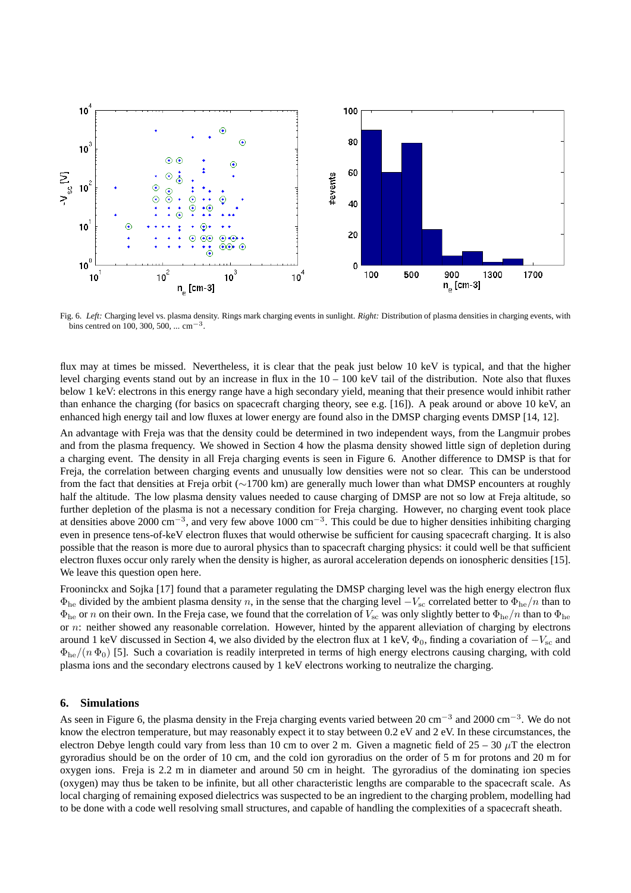Fig. 6. *Left:* Charging level vs. plasma density. Rings mark charging events in sunlight. *Right:* Distribution of plasma densities in charging events, with bins centred on 100, 300, 500, ... cm$^{-3}$.

flux may at times be missed. Nevertheless, it is clear that the peak just below 10 keV is typical, and that the higher level charging events stand out by an increase in flux in the 10 – 100 keV tail of the distribution. Note also that fluxes below 1 keV: electrons in this energy range have a high secondary yield, meaning that their presence would inhibit rather than enhance the charging (for basics on spacecraft charging theory, see e.g. [16]). A peak around or above 10 keV, an enhanced high energy tail and low fluxes at lower energy are found also in the DMSP charging events DMSP [14, 12].

An advantage with Freja was that the density could be determined in two independent ways, from the Langmuir probes and from the plasma frequency. We showed in Section 4 how the plasma density showed little sign of depletion during a charging event. The density in all Freja charging events is seen in Figure 6. Another difference to DMSP is that for Freja, the correlation between charging events and unusually low densities were not so clear. This can be understood from the fact that densities at Freja orbit (∼1700 km) are generally much lower than what DMSP encounters at roughly half the altitude. The low plasma density values needed to cause charging of DMSP are not so low at Freja altitude, so further depletion of the plasma is not a necessary condition for Freja charging. However, no charging event took place at densities above 2000 cm$^{-3}$, and very few above 1000 cm$^{-3}$. This could be due to higher densities inhibiting charging even in presence tens-of-keV electron fluxes that would otherwise be sufficient for causing spacecraft charging. It is also possible that the reason is more due to auroral physics than to spacecraft charging physics: it could well be that sufficient electron fluxes occur only rarely when the density is higher, as auroral acceleration depends on ionospheric densities [15]. We leave this question open here.

Frooninckx and Sojka [17] found that a parameter regulating the DMSP charging level was the high energy electron flux $\Phi_{\rm he}$ divided by the ambient plasma density $n$, in the sense that the charging level $-V_{\rm sc}$ correlated better to $\Phi_{\rm he}/n$ than to $\Phi_{\rm he}$ or $n$ on their own. In the Freja case, we found that the correlation of $V_{\rm sc}$ was only slightly better to $\Phi_{\rm he}/n$ than to $\Phi_{\rm he}$ or $n$: neither showed any reasonable correlation. However, hinted by the apparent alleviation of charging by electrons around 1 keV discussed in Section 4, we also divided by the electron flux at 1 keV, $\Phi_0$, finding a covariation of $-V_{\rm sc}$ and $\Phi_{\rm he}/(n\,\Phi_0)$ [5]. Such a covariation is readily interpreted in terms of high energy electrons causing charging, with cold plasma ions and the secondary electrons caused by 1 keV electrons working to neutralize the charging.

## 6. Simulations

As seen in Figure 6, the plasma density in the Freja charging events varied between 20 cm$^{-3}$ and 2000 cm$^{-3}$. We do not know the electron temperature, but may reasonably expect it to stay between 0.2 eV and 2 eV. In these circumstances, the electron Debye length could vary from less than 10 cm to over 2 m. Given a magnetic field of 25 – 30 $\mu$T the electron gyroradius should be on the order of 10 cm, and the cold ion gyroradius on the order of 5 m for protons and 20 m for oxygen ions. Freja is 2.2 m in diameter and around 50 cm in height. The gyroradius of the dominating ion species (oxygen) may thus be taken to be infinite, but all other characteristic lengths are comparable to the spacecraft scale. As local charging of remaining exposed dielectrics was suspected to be an ingredient to the charging problem, modelling had to be done with a code well resolving small structures, and capable of handling the complexities of a spacecraft sheath.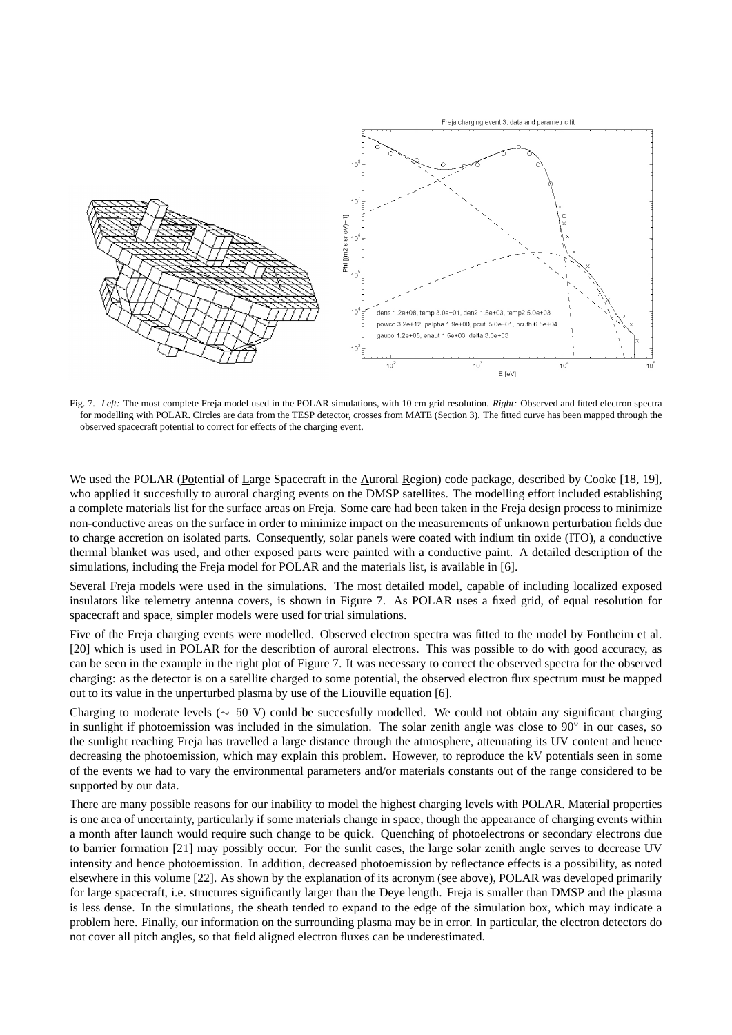Fig. 7. *Left:* The most complete Freja model used in the POLAR simulations, with 10 cm grid resolution. *Right:* Observed and fitted electron spectra for modelling with POLAR. Circles are data from the TESP detector, crosses from MATE (Section 3). The fitted curve has been mapped through the observed spacecraft potential to correct for effects of the charging event.

We used the POLAR (Potential of Large Spacecraft in the Auroral Region) code package, described by Cooke [18, 19], who applied it succesfully to auroral charging events on the DMSP satellites. The modelling effort included establishing a complete materials list for the surface areas on Freja. Some care had been taken in the Freja design process to minimize non-conductive areas on the surface in order to minimize impact on the measurements of unknown perturbation fields due to charge accretion on isolated parts. Consequently, solar panels were coated with indium tin oxide (ITO), a conductive thermal blanket was used, and other exposed parts were painted with a conductive paint. A detailed description of the simulations, including the Freja model for POLAR and the materials list, is available in [6].

Several Freja models were used in the simulations. The most detailed model, capable of including localized exposed insulators like telemetry antenna covers, is shown in Figure 7. As POLAR uses a fixed grid, of equal resolution for spacecraft and space, simpler models were used for trial simulations.

Five of the Freja charging events were modelled. Observed electron spectra was fitted to the model by Fontheim et al. [20] which is used in POLAR for the describtion of auroral electrons. This was possible to do with good accuracy, as can be seen in the example in the right plot of Figure 7. It was necessary to correct the observed spectra for the observed charging: as the detector is on a satellite charged to some potential, the observed electron flux spectrum must be mapped out to its value in the unperturbed plasma by use of the Liouville equation [6].

Charging to moderate levels ($\sim$ 50 V) could be succesfully modelled. We could not obtain any significant charging in sunlight if photoemission was included in the simulation. The solar zenith angle was close to $90^\circ$ in our cases, so the sunlight reaching Freja has travelled a large distance through the atmosphere, attenuating its UV content and hence decreasing the photoemission, which may explain this problem. However, to reproduce the kV potentials seen in some of the events we had to vary the environmental parameters and/or materials constants out of the range considered to be supported by our data.

There are many possible reasons for our inability to model the highest charging levels with POLAR. Material properties is one area of uncertainty, particularly if some materials change in space, though the appearance of charging events within a month after launch would require such change to be quick. Quenching of photoelectrons or secondary electrons due to barrier formation [21] may possibly occur. For the sunlit cases, the large solar zenith angle serves to decrease UV intensity and hence photoemission. In addition, decreased photoemission by reflectance effects is a possibility, as noted elsewhere in this volume [22]. As shown by the explanation of its acronym (see above), POLAR was developed primarily for large spacecraft, i.e. structures significantly larger than the Deye length. Freja is smaller than DMSP and the plasma is less dense. In the simulations, the sheath tended to expand to the edge of the simulation box, which may indicate a problem here. Finally, our information on the surrounding plasma may be in error. In particular, the electron detectors do not cover all pitch angles, so that field aligned electron fluxes can be underestimated.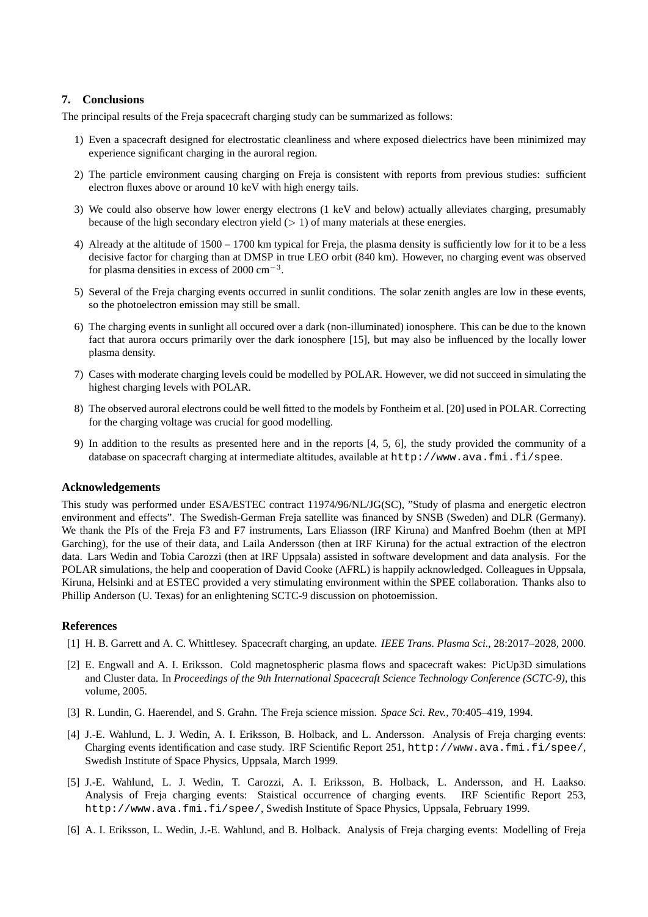## 7. Conclusions

The principal results of the Freja spacecraft charging study can be summarized as follows:

1) Even a spacecraft designed for electrostatic cleanliness and where exposed dielectrics have been minimized may experience significant charging in the auroral region.

2) The particle environment causing charging on Freja is consistent with reports from previous studies: sufficient electron fluxes above or around 10 keV with high energy tails.

3) We could also observe how lower energy electrons (1 keV and below) actually alleviates charging, presumably because of the high secondary electron yield ($> 1$) of many materials at these energies.

4) Already at the altitude of 1500 – 1700 km typical for Freja, the plasma density is sufficiently low for it to be a less decisive factor for charging than at DMSP in true LEO orbit (840 km). However, no charging event was observed for plasma densities in excess of 2000 $\text{cm}^{-3}$.

5) Several of the Freja charging events occurred in sunlit conditions. The solar zenith angles are low in these events, so the photoelectron emission may still be small.

6) The charging events in sunlight all occured over a dark (non-illuminated) ionosphere. This can be due to the known fact that aurora occurs primarily over the dark ionosphere [15], but may also be influenced by the locally lower plasma density.

7) Cases with moderate charging levels could be modelled by POLAR. However, we did not succeed in simulating the highest charging levels with POLAR.

8) The observed auroral electrons could be well fitted to the models by Fontheim et al. [20] used in POLAR. Correcting for the charging voltage was crucial for good modelling.

9) In addition to the results as presented here and in the reports [4, 5, 6], the study provided the community of a database on spacecraft charging at intermediate altitudes, available at `http://www.ava.fmi.fi/spee`.

### Acknowledgements

This study was performed under ESA/ESTEC contract 11974/96/NL/JG(SC), "Study of plasma and energetic electron environment and effects". The Swedish-German Freja satellite was financed by SNSB (Sweden) and DLR (Germany). We thank the PIs of the Freja F3 and F7 instruments, Lars Eliasson (IRF Kiruna) and Manfred Boehm (then at MPI Garching), for the use of their data, and Laila Andersson (then at IRF Kiruna) for the actual extraction of the electron data. Lars Wedin and Tobia Carozzi (then at IRF Uppsala) assisted in software development and data analysis. For the POLAR simulations, the help and cooperation of David Cooke (AFRL) is happily acknowledged. Colleagues in Uppsala, Kiruna, Helsinki and at ESTEC provided a very stimulating environment within the SPEE collaboration. Thanks also to Phillip Anderson (U. Texas) for an enlightening SCTC-9 discussion on photoemission.

### References

[1] H. B. Garrett and A. C. Whittlesey. Spacecraft charging, an update. *IEEE Trans. Plasma Sci.*, 28:2017–2028, 2000.

[2] E. Engwall and A. I. Eriksson. Cold magnetospheric plasma flows and spacecraft wakes: PicUp3D simulations and Cluster data. In *Proceedings of the 9th International Spacecraft Science Technology Conference (SCTC-9)*, this volume, 2005.

[3] R. Lundin, G. Haerendel, and S. Grahn. The Freja science mission. *Space Sci. Rev.*, 70:405–419, 1994.

[4] J.-E. Wahlund, L. J. Wedin, A. I. Eriksson, B. Holback, and L. Andersson. Analysis of Freja charging events: Charging events identification and case study. IRF Scientific Report 251, `http://www.ava.fmi.fi/spee/`, Swedish Institute of Space Physics, Uppsala, March 1999.

[5] J.-E. Wahlund, L. J. Wedin, T. Carozzi, A. I. Eriksson, B. Holback, L. Andersson, and H. Laakso. Analysis of Freja charging events: Staistical occurrence of charging events. IRF Scientific Report 253, `http://www.ava.fmi.fi/spee/`, Swedish Institute of Space Physics, Uppsala, February 1999.

[6] A. I. Eriksson, L. Wedin, J.-E. Wahlund, and B. Holback. Analysis of Freja charging events: Modelling of Freja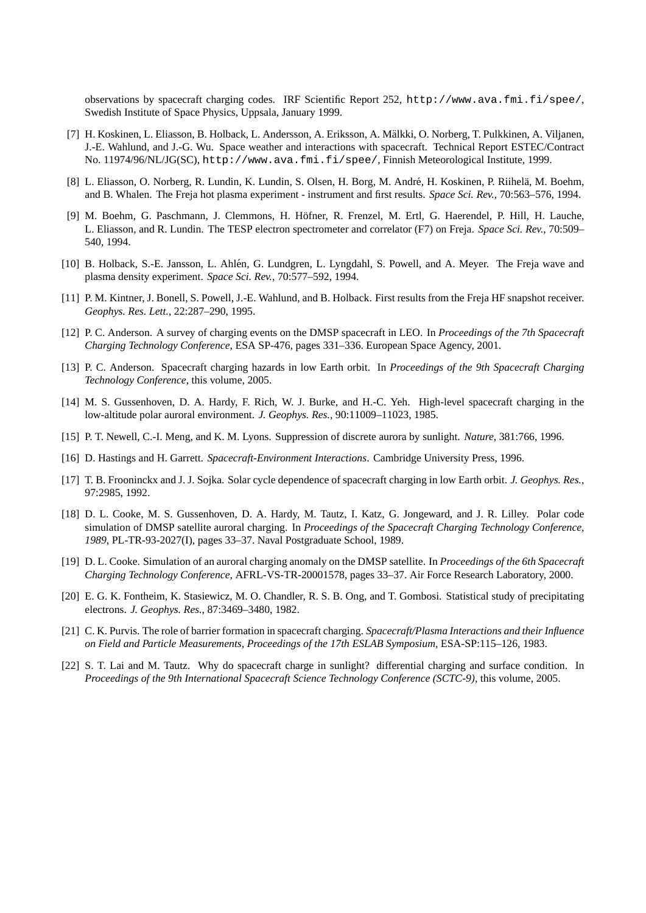observations by spacecraft charging codes. IRF Scientific Report 252, `http://www.ava.fmi.fi/spee/`, Swedish Institute of Space Physics, Uppsala, January 1999.

[7] H. Koskinen, L. Eliasson, B. Holback, L. Andersson, A. Eriksson, A. Mälkki, O. Norberg, T. Pulkkinen, A. Viljanen, J.-E. Wahlund, and J.-G. Wu. Space weather and interactions with spacecraft. Technical Report ESTEC/Contract No. 11974/96/NL/JG(SC), `http://www.ava.fmi.fi/spee/`, Finnish Meteorological Institute, 1999.

[8] L. Eliasson, O. Norberg, R. Lundin, K. Lundin, S. Olsen, H. Borg, M. André, H. Koskinen, P. Riihelä, M. Boehm, and B. Whalen. The Freja hot plasma experiment - instrument and first results. *Space Sci. Rev.*, 70:563–576, 1994.

[9] M. Boehm, G. Paschmann, J. Clemmons, H. Höfner, R. Frenzel, M. Ertl, G. Haerendel, P. Hill, H. Lauche, L. Eliasson, and R. Lundin. The TESP electron spectrometer and correlator (F7) on Freja. *Space Sci. Rev.*, 70:509–540, 1994.

[10] B. Holback, S.-E. Jansson, L. Ahlén, G. Lundgren, L. Lyngdahl, S. Powell, and A. Meyer. The Freja wave and plasma density experiment. *Space Sci. Rev.*, 70:577–592, 1994.

[11] P. M. Kintner, J. Bonell, S. Powell, J.-E. Wahlund, and B. Holback. First results from the Freja HF snapshot receiver. *Geophys. Res. Lett.*, 22:287–290, 1995.

[12] P. C. Anderson. A survey of charging events on the DMSP spacecraft in LEO. In *Proceedings of the 7th Spacecraft Charging Technology Conference*, ESA SP-476, pages 331–336. European Space Agency, 2001.

[13] P. C. Anderson. Spacecraft charging hazards in low Earth orbit. In *Proceedings of the 9th Spacecraft Charging Technology Conference*, this volume, 2005.

[14] M. S. Gussenhoven, D. A. Hardy, F. Rich, W. J. Burke, and H.-C. Yeh. High-level spacecraft charging in the low-altitude polar auroral environment. *J. Geophys. Res.*, 90:11009–11023, 1985.

[15] P. T. Newell, C.-I. Meng, and K. M. Lyons. Suppression of discrete aurora by sunlight. *Nature*, 381:766, 1996.

[16] D. Hastings and H. Garrett. *Spacecraft-Environment Interactions*. Cambridge University Press, 1996.

[17] T. B. Frooninckx and J. J. Sojka. Solar cycle dependence of spacecraft charging in low Earth orbit. *J. Geophys. Res.*, 97:2985, 1992.

[18] D. L. Cooke, M. S. Gussenhoven, D. A. Hardy, M. Tautz, I. Katz, G. Jongeward, and J. R. Lilley. Polar code simulation of DMSP satellite auroral charging. In *Proceedings of the Spacecraft Charging Technology Conference, 1989*, PL-TR-93-2027(I), pages 33–37. Naval Postgraduate School, 1989.

[19] D. L. Cooke. Simulation of an auroral charging anomaly on the DMSP satellite. In *Proceedings of the 6th Spacecraft Charging Technology Conference*, AFRL-VS-TR-20001578, pages 33–37. Air Force Research Laboratory, 2000.

[20] E. G. K. Fontheim, K. Stasiewicz, M. O. Chandler, R. S. B. Ong, and T. Gombosi. Statistical study of precipitating electrons. *J. Geophys. Res.*, 87:3469–3480, 1982.

[21] C. K. Purvis. The role of barrier formation in spacecraft charging. *Spacecraft/Plasma Interactions and their Influence on Field and Particle Measurements, Proceedings of the 17th ESLAB Symposium*, ESA-SP:115–126, 1983.

[22] S. T. Lai and M. Tautz. Why do spacecraft charge in sunlight? differential charging and surface condition. In *Proceedings of the 9th International Spacecraft Science Technology Conference (SCTC-9)*, this volume, 2005.